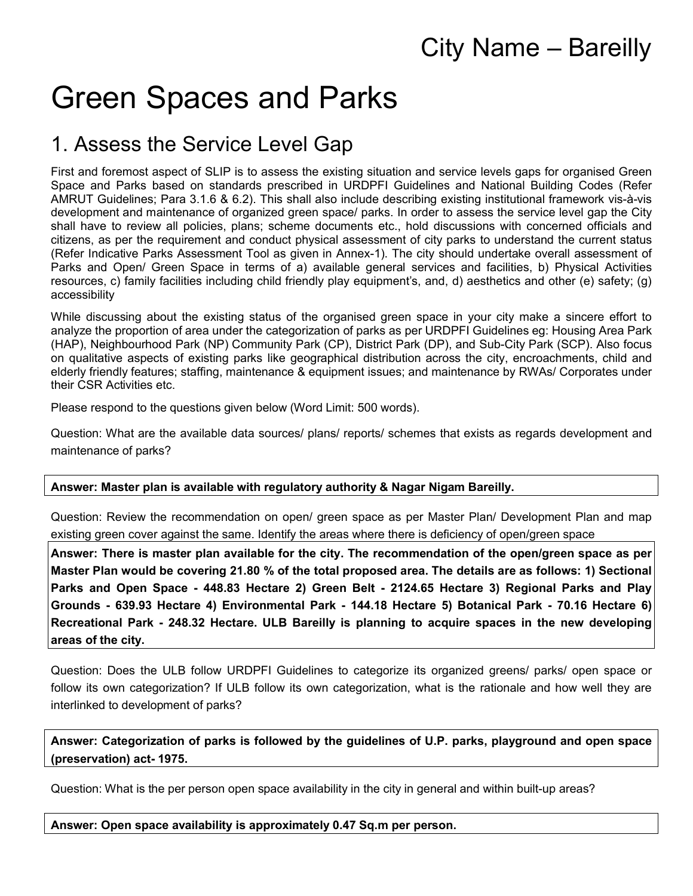# City Name – Bareilly

# Green Spaces and Parks

## 1. Assess the Service Level Gap

First and foremost aspect of SLIP is to assess the existing situation and service levels gaps for organised Green Space and Parks based on standards prescribed in URDPFI Guidelines and National Building Codes (Refer AMRUT Guidelines; Para 3.1.6 & 6.2). This shall also include describing existing institutional framework vis-à-vis development and maintenance of organized green space/ parks. In order to assess the service level gap the City shall have to review all policies, plans; scheme documents etc., hold discussions with concerned officials and citizens, as per the requirement and conduct physical assessment of city parks to understand the current status (Refer Indicative Parks Assessment Tool as given in Annex-1). The city should undertake overall assessment of Parks and Open/ Green Space in terms of a) available general services and facilities, b) Physical Activities resources, c) family facilities including child friendly play equipment's, and, d) aesthetics and other (e) safety; (g) accessibility

While discussing about the existing status of the organised green space in your city make a sincere effort to analyze the proportion of area under the categorization of parks as per URDPFI Guidelines eg: Housing Area Park (HAP), Neighbourhood Park (NP) Community Park (CP), District Park (DP), and Sub-City Park (SCP). Also focus on qualitative aspects of existing parks like geographical distribution across the city, encroachments, child and elderly friendly features; staffing, maintenance & equipment issues; and maintenance by RWAs/ Corporates under their CSR Activities etc.

Please respond to the questions given below (Word Limit: 500 words).

Question: What are the available data sources/ plans/ reports/ schemes that exists as regards development and maintenance of parks?

**Answer: Master plan is available with regulatory authority & Nagar Nigam Bareilly.**

Question: Review the recommendation on open/ green space as per Master Plan/ Development Plan and map existing green cover against the same. Identify the areas where there is deficiency of open/green space

**Answer: There is master plan available for the city. The recommendation of the open/green space as per Master Plan would be covering 21.80 % of the total proposed area. The details are as follows: 1) Sectional Parks and Open Space - 448.83 Hectare 2) Green Belt - 2124.65 Hectare 3) Regional Parks and Play Grounds - 639.93 Hectare 4) Environmental Park - 144.18 Hectare 5) Botanical Park - 70.16 Hectare 6) Recreational Park - 248.32 Hectare. ULB Bareilly is planning to acquire spaces in the new developing areas of the city.**

Question: Does the ULB follow URDPFI Guidelines to categorize its organized greens/ parks/ open space or follow its own categorization? If ULB follow its own categorization, what is the rationale and how well they are interlinked to development of parks?

**Answer: Categorization of parks is followed by the guidelines of U.P. parks, playground and open space (preservation) act- 1975.**

Question: What is the per person open space availability in the city in general and within built-up areas?

**Answer: Open space availability is approximately 0.47 Sq.m per person.**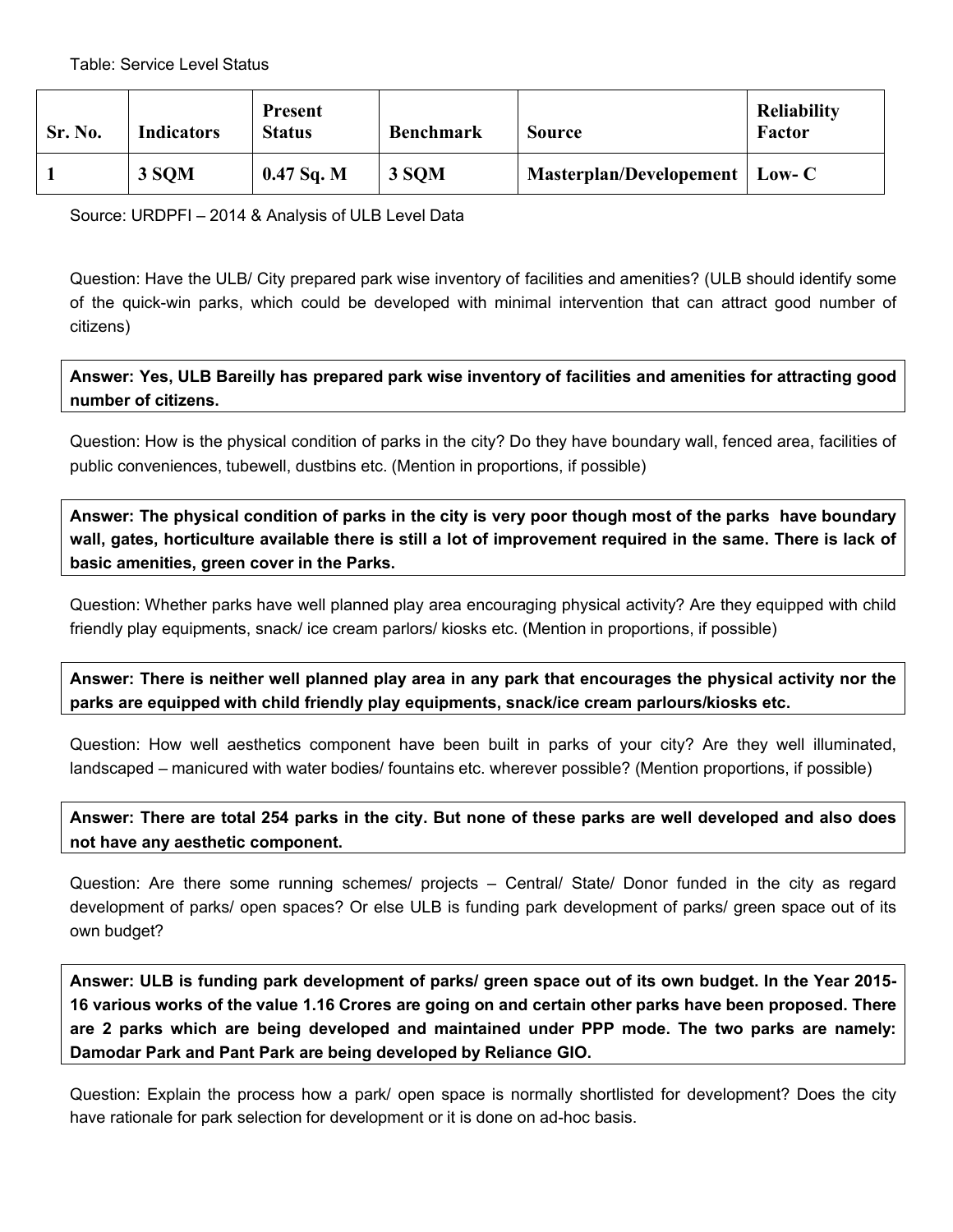Table: Service Level Status

| Sr. No. | Indicators | Present Status | Benchmark | Source | Reliability Factor |
|---|---|---|---|---|---|
| **1** | **3 SQM** | **0.47 Sq. M** | **3 SQM** | **Masterplan/Developement** | **Low- C** |

Source: URDPFI – 2014 & Analysis of ULB Level Data

Question: Have the ULB/ City prepared park wise inventory of facilities and amenities? (ULB should identify some of the quick-win parks, which could be developed with minimal intervention that can attract good number of citizens)

**Answer: Yes, ULB Bareilly has prepared park wise inventory of facilities and amenities for attracting good number of citizens.**

Question: How is the physical condition of parks in the city? Do they have boundary wall, fenced area, facilities of public conveniences, tubewell, dustbins etc. (Mention in proportions, if possible)

**Answer: The physical condition of parks in the city is very poor though most of the parks have boundary wall, gates, horticulture available there is still a lot of improvement required in the same. There is lack of basic amenities, green cover in the Parks.**

Question: Whether parks have well planned play area encouraging physical activity? Are they equipped with child friendly play equipments, snack/ ice cream parlors/ kiosks etc. (Mention in proportions, if possible)

**Answer: There is neither well planned play area in any park that encourages the physical activity nor the parks are equipped with child friendly play equipments, snack/ice cream parlours/kiosks etc.**

Question: How well aesthetics component have been built in parks of your city? Are they well illuminated, landscaped – manicured with water bodies/ fountains etc. wherever possible? (Mention proportions, if possible)

**Answer: There are total 254 parks in the city. But none of these parks are well developed and also does not have any aesthetic component.**

Question: Are there some running schemes/ projects – Central/ State/ Donor funded in the city as regard development of parks/ open spaces? Or else ULB is funding park development of parks/ green space out of its own budget?

**Answer: ULB is funding park development of parks/ green space out of its own budget. In the Year 2015-16 various works of the value 1.16 Crores are going on and certain other parks have been proposed. There are 2 parks which are being developed and maintained under PPP mode. The two parks are namely: Damodar Park and Pant Park are being developed by Reliance GIO.**

Question: Explain the process how a park/ open space is normally shortlisted for development? Does the city have rationale for park selection for development or it is done on ad-hoc basis.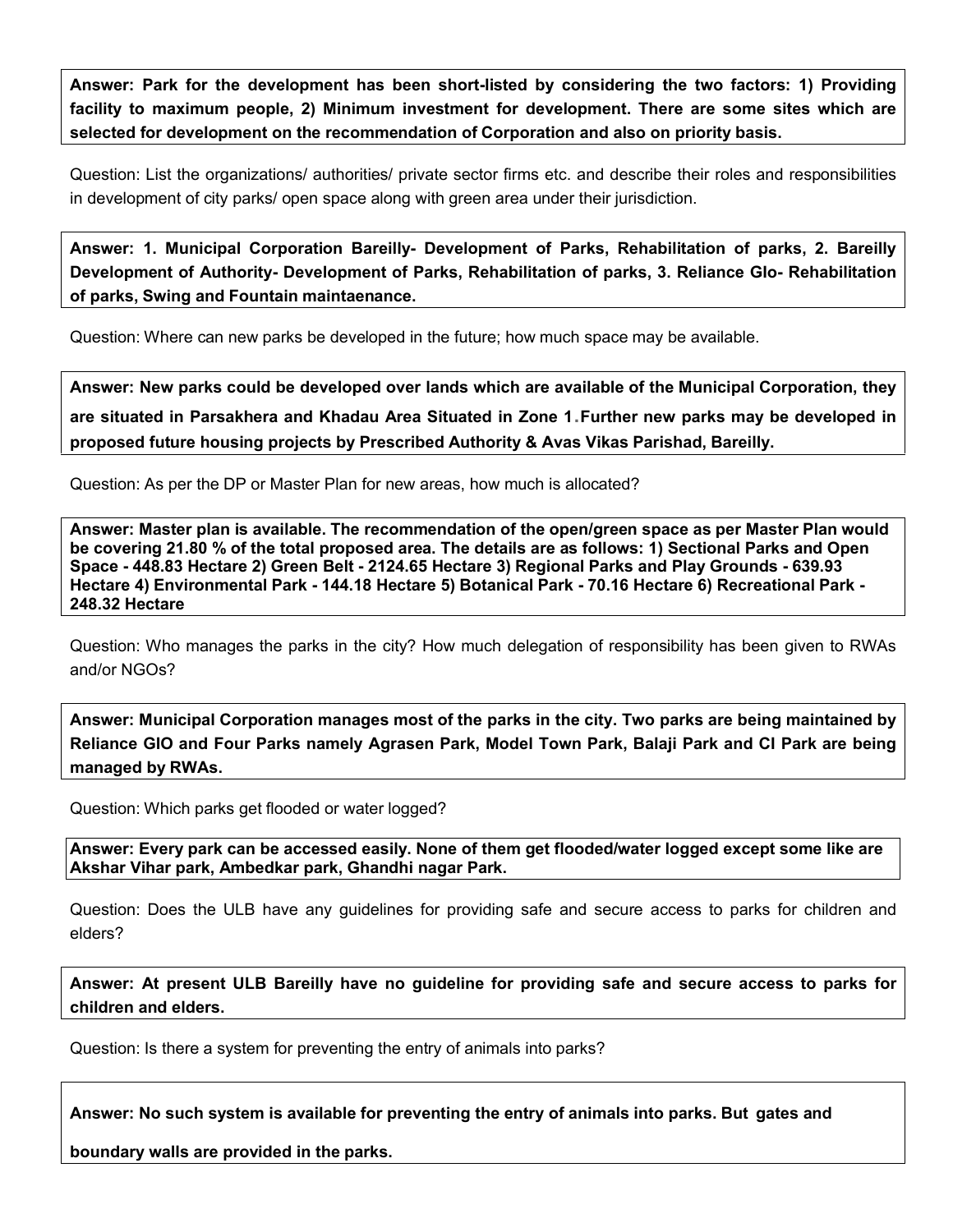**Answer: Park for the development has been short-listed by considering the two factors: 1) Providing facility to maximum people, 2) Minimum investment for development. There are some sites which are selected for development on the recommendation of Corporation and also on priority basis.**

Question: List the organizations/ authorities/ private sector firms etc. and describe their roles and responsibilities in development of city parks/ open space along with green area under their jurisdiction.

**Answer: 1. Municipal Corporation Bareilly- Development of Parks, Rehabilitation of parks, 2. Bareilly Development of Authority- Development of Parks, Rehabilitation of parks, 3. Reliance Glo- Rehabilitation of parks, Swing and Fountain maintaenance.**

Question: Where can new parks be developed in the future; how much space may be available.

**Answer: New parks could be developed over lands which are available of the Municipal Corporation, they are situated in Parsakhera and Khadau Area Situated in Zone 1. Further new parks may be developed in proposed future housing projects by Prescribed Authority & Avas Vikas Parishad, Bareilly.**

Question: As per the DP or Master Plan for new areas, how much is allocated?

**Answer: Master plan is available. The recommendation of the open/green space as per Master Plan would be covering 21.80 % of the total proposed area. The details are as follows: 1) Sectional Parks and Open Space - 448.83 Hectare 2) Green Belt - 2124.65 Hectare 3) Regional Parks and Play Grounds - 639.93 Hectare 4) Environmental Park - 144.18 Hectare 5) Botanical Park - 70.16 Hectare 6) Recreational Park - 248.32 Hectare**

Question: Who manages the parks in the city? How much delegation of responsibility has been given to RWAs and/or NGOs?

**Answer: Municipal Corporation manages most of the parks in the city. Two parks are being maintained by Reliance GIO and Four Parks namely Agrasen Park, Model Town Park, Balaji Park and CI Park are being managed by RWAs.**

Question: Which parks get flooded or water logged?

**Answer: Every park can be accessed easily. None of them get flooded/water logged except some like are Akshar Vihar park, Ambedkar park, Ghandhi nagar Park.**

Question: Does the ULB have any guidelines for providing safe and secure access to parks for children and elders?

**Answer: At present ULB Bareilly have no guideline for providing safe and secure access to parks for children and elders.**

Question: Is there a system for preventing the entry of animals into parks?

**Answer: No such system is available for preventing the entry of animals into parks. But gates and boundary walls are provided in the parks.**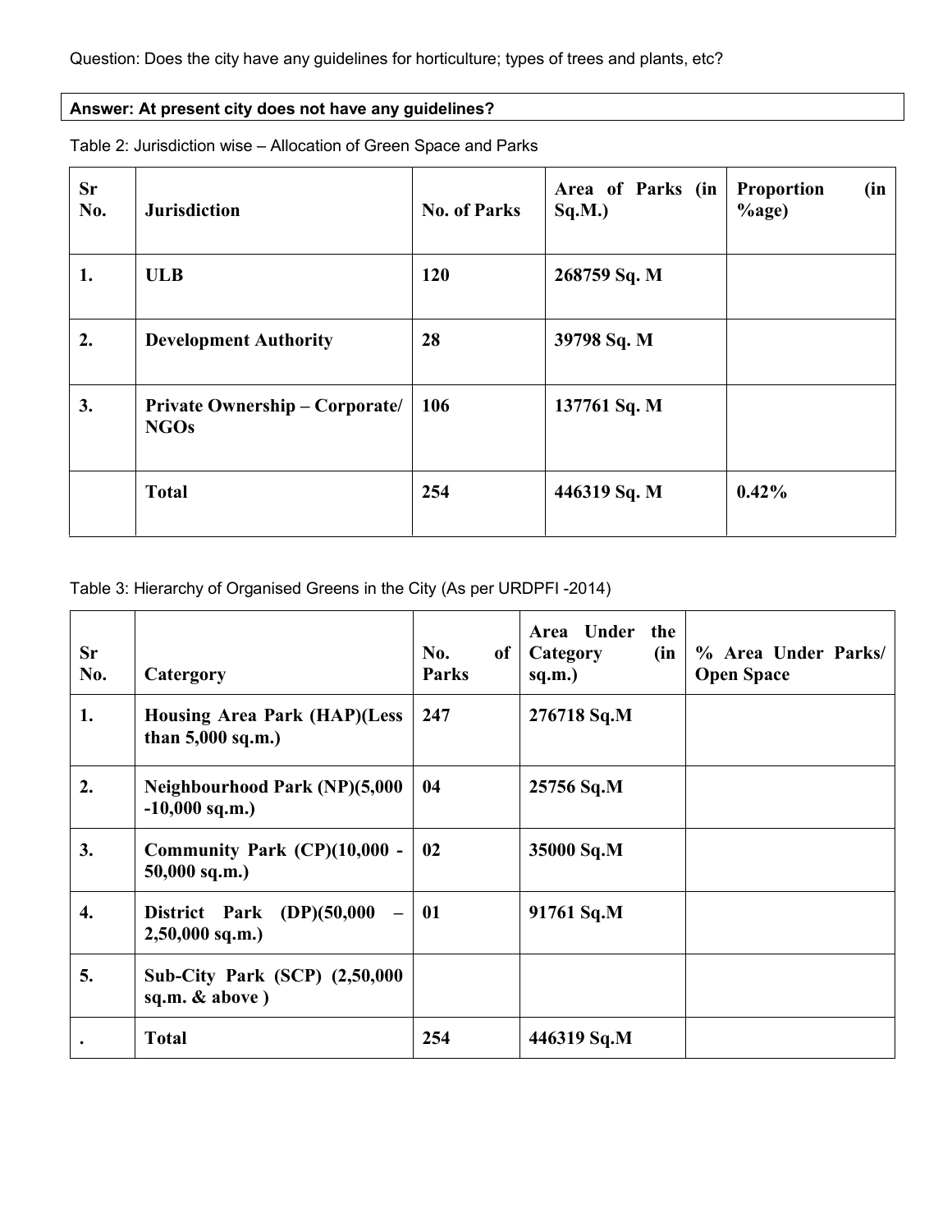Question: Does the city have any guidelines for horticulture; types of trees and plants, etc?

| **Answer: At present city does not have any guidelines?** |
|---|

Table 2: Jurisdiction wise – Allocation of Green Space and Parks

| Sr No. | Jurisdiction | No. of Parks | Area of Parks (in Sq.M.) | Proportion (in %age) |
|---|---|---|---|---|
| **1.** | **ULB** | **120** | **268759 Sq. M** | |
| **2.** | **Development Authority** | **28** | **39798 Sq. M** | |
| **3.** | **Private Ownership – Corporate/ NGOs** | **106** | **137761 Sq. M** | |
| | **Total** | **254** | **446319 Sq. M** | **0.42%** |

Table 3: Hierarchy of Organised Greens in the City (As per URDPFI -2014)

| Sr No. | Catergory | No. of Parks | Area Under the Category (in sq.m.) | % Area Under Parks/ Open Space |
|---|---|---|---|---|
| **1.** | **Housing Area Park (HAP)(Less than 5,000 sq.m.)** | **247** | **276718 Sq.M** | |
| **2.** | **Neighbourhood Park (NP)(5,000 -10,000 sq.m.)** | **04** | **25756 Sq.M** | |
| **3.** | **Community Park (CP)(10,000 - 50,000 sq.m.)** | **02** | **35000 Sq.M** | |
| **4.** | **District Park (DP)(50,000 – 2,50,000 sq.m.)** | **01** | **91761 Sq.M** | |
| **5.** | **Sub-City Park (SCP) (2,50,000 sq.m. & above )** | | | |
| **.** | **Total** | **254** | **446319 Sq.M** | |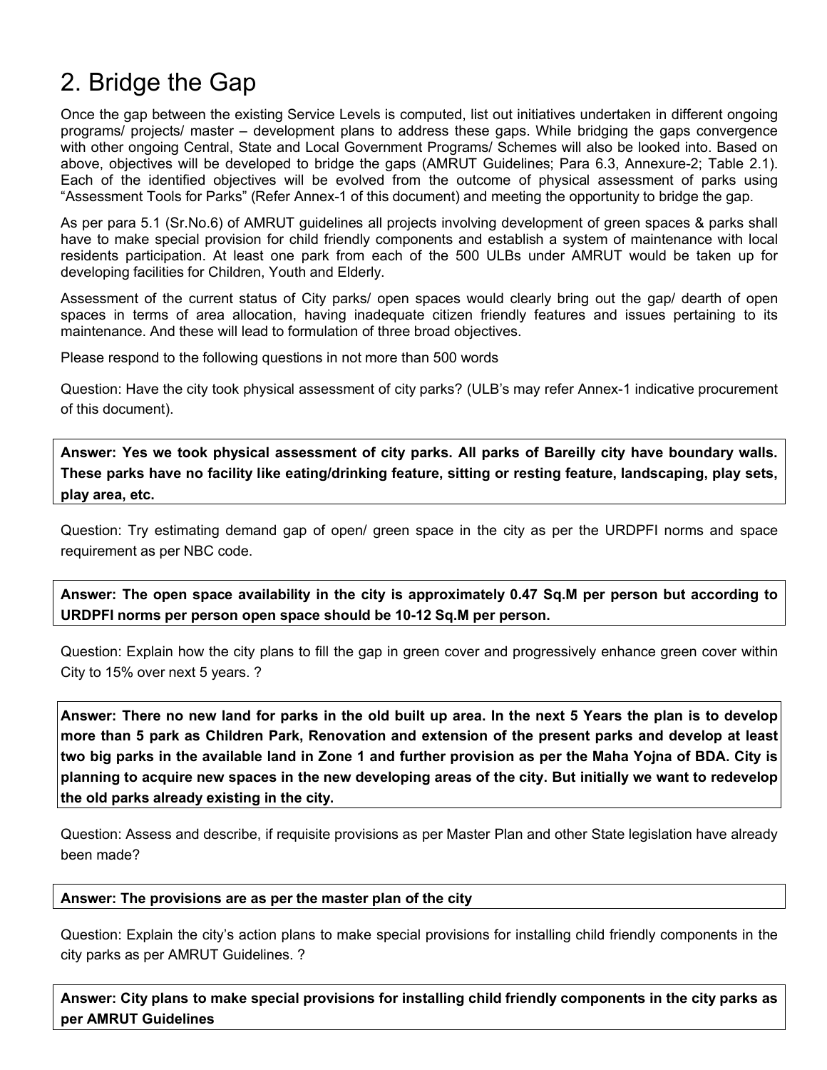# 2. Bridge the Gap

Once the gap between the existing Service Levels is computed, list out initiatives undertaken in different ongoing programs/ projects/ master – development plans to address these gaps. While bridging the gaps convergence with other ongoing Central, State and Local Government Programs/ Schemes will also be looked into. Based on above, objectives will be developed to bridge the gaps (AMRUT Guidelines; Para 6.3, Annexure-2; Table 2.1). Each of the identified objectives will be evolved from the outcome of physical assessment of parks using "Assessment Tools for Parks" (Refer Annex-1 of this document) and meeting the opportunity to bridge the gap.

As per para 5.1 (Sr.No.6) of AMRUT guidelines all projects involving development of green spaces & parks shall have to make special provision for child friendly components and establish a system of maintenance with local residents participation. At least one park from each of the 500 ULBs under AMRUT would be taken up for developing facilities for Children, Youth and Elderly.

Assessment of the current status of City parks/ open spaces would clearly bring out the gap/ dearth of open spaces in terms of area allocation, having inadequate citizen friendly features and issues pertaining to its maintenance. And these will lead to formulation of three broad objectives.

Please respond to the following questions in not more than 500 words

Question: Have the city took physical assessment of city parks? (ULB's may refer Annex-1 indicative procurement of this document).

**Answer: Yes we took physical assessment of city parks. All parks of Bareilly city have boundary walls. These parks have no facility like eating/drinking feature, sitting or resting feature, landscaping, play sets, play area, etc.**

Question: Try estimating demand gap of open/ green space in the city as per the URDPFI norms and space requirement as per NBC code.

**Answer: The open space availability in the city is approximately 0.47 Sq.M per person but according to URDPFI norms per person open space should be 10-12 Sq.M per person.**

Question: Explain how the city plans to fill the gap in green cover and progressively enhance green cover within City to 15% over next 5 years. ?

**Answer: There no new land for parks in the old built up area. In the next 5 Years the plan is to develop more than 5 park as Children Park, Renovation and extension of the present parks and develop at least two big parks in the available land in Zone 1 and further provision as per the Maha Yojna of BDA. City is planning to acquire new spaces in the new developing areas of the city. But initially we want to redevelop the old parks already existing in the city.**

Question: Assess and describe, if requisite provisions as per Master Plan and other State legislation have already been made?

**Answer: The provisions are as per the master plan of the city**

Question: Explain the city's action plans to make special provisions for installing child friendly components in the city parks as per AMRUT Guidelines. ?

**Answer: City plans to make special provisions for installing child friendly components in the city parks as per AMRUT Guidelines**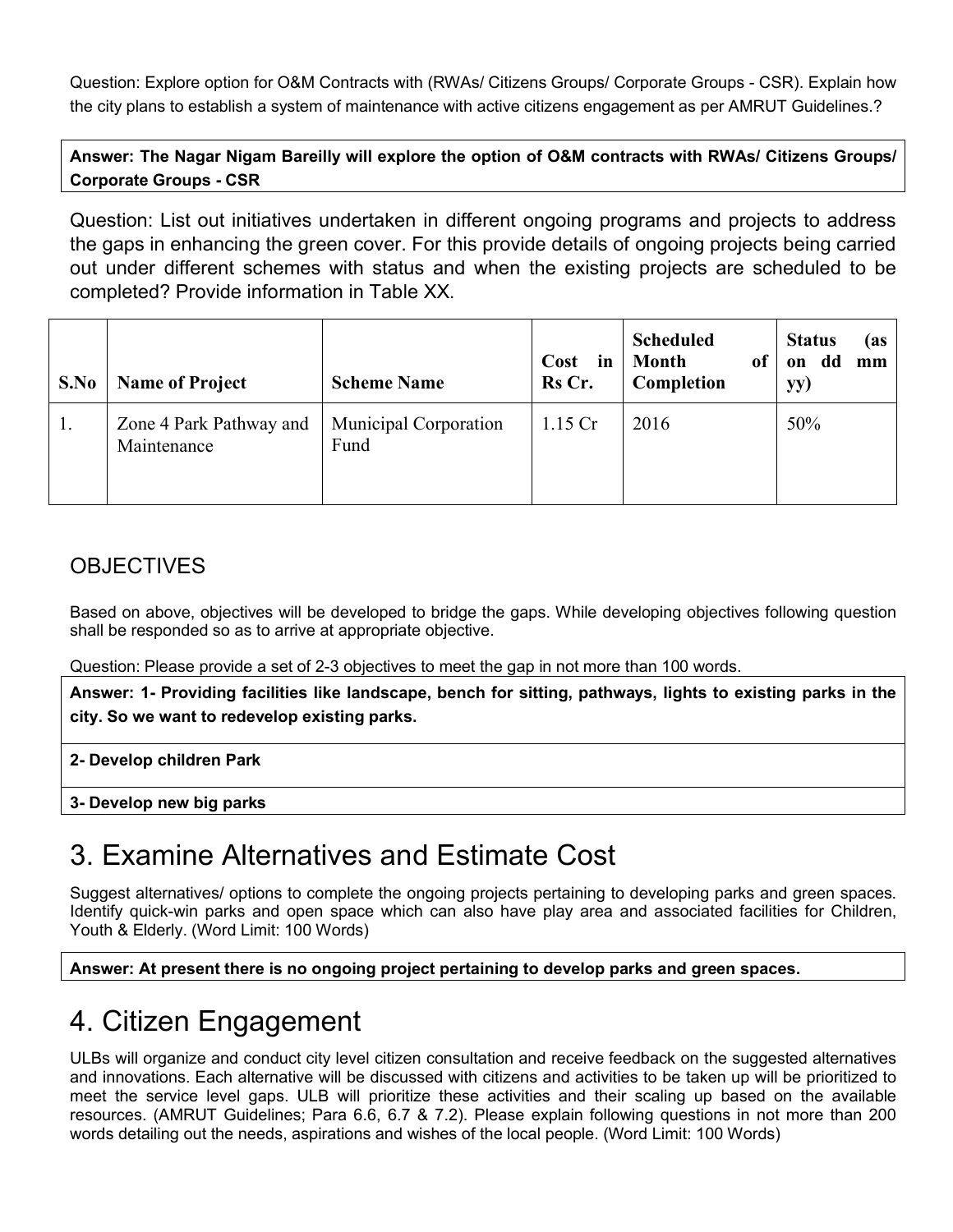Question: Explore option for O&M Contracts with (RWAs/ Citizens Groups/ Corporate Groups - CSR). Explain how the city plans to establish a system of maintenance with active citizens engagement as per AMRUT Guidelines.?

**Answer: The Nagar Nigam Bareilly will explore the option of O&M contracts with RWAs/ Citizens Groups/ Corporate Groups - CSR**

Question: List out initiatives undertaken in different ongoing programs and projects to address the gaps in enhancing the green cover. For this provide details of ongoing projects being carried out under different schemes with status and when the existing projects are scheduled to be completed? Provide information in Table XX.

| S.No | Name of Project | Scheme Name | Cost in Rs Cr. | Scheduled Month of Completion | Status (as on dd mm yy) |
|---|---|---|---|---|---|
| 1. | Zone 4 Park Pathway and Maintenance | Municipal Corporation Fund | 1.15 Cr | 2016 | 50% |

## OBJECTIVES

Based on above, objectives will be developed to bridge the gaps. While developing objectives following question shall be responded so as to arrive at appropriate objective.

Question: Please provide a set of 2-3 objectives to meet the gap in not more than 100 words.

**Answer: 1- Providing facilities like landscape, bench for sitting, pathways, lights to existing parks in the city. So we want to redevelop existing parks.**

**2- Develop children Park**

**3- Develop new big parks**

# 3. Examine Alternatives and Estimate Cost

Suggest alternatives/ options to complete the ongoing projects pertaining to developing parks and green spaces. Identify quick-win parks and open space which can also have play area and associated facilities for Children, Youth & Elderly. (Word Limit: 100 Words)

**Answer: At present there is no ongoing project pertaining to develop parks and green spaces.**

# 4. Citizen Engagement

ULBs will organize and conduct city level citizen consultation and receive feedback on the suggested alternatives and innovations. Each alternative will be discussed with citizens and activities to be taken up will be prioritized to meet the service level gaps. ULB will prioritize these activities and their scaling up based on the available resources. (AMRUT Guidelines; Para 6.6, 6.7 & 7.2). Please explain following questions in not more than 200 words detailing out the needs, aspirations and wishes of the local people. (Word Limit: 100 Words)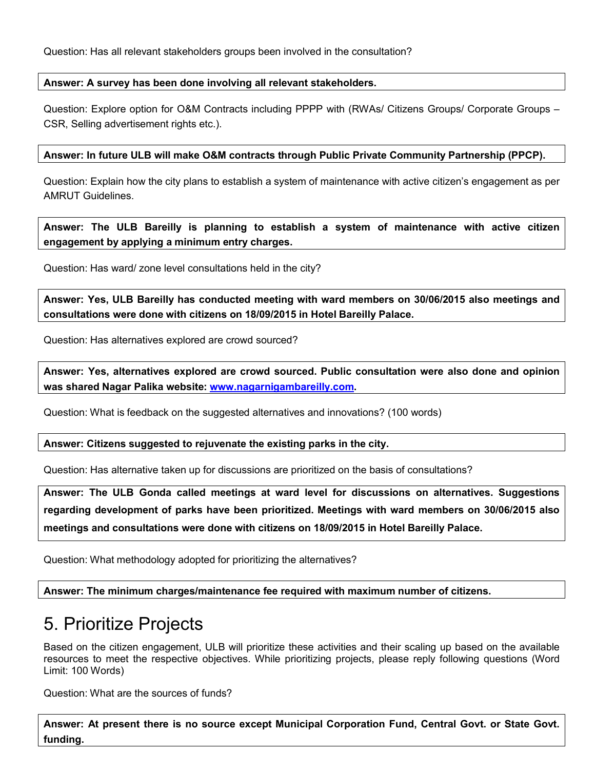Question: Has all relevant stakeholders groups been involved in the consultation?

**Answer: A survey has been done involving all relevant stakeholders.**

Question: Explore option for O&M Contracts including PPPP with (RWAs/ Citizens Groups/ Corporate Groups – CSR, Selling advertisement rights etc.).

**Answer: In future ULB will make O&M contracts through Public Private Community Partnership (PPCP).**

Question: Explain how the city plans to establish a system of maintenance with active citizen's engagement as per AMRUT Guidelines.

**Answer: The ULB Bareilly is planning to establish a system of maintenance with active citizen engagement by applying a minimum entry charges.**

Question: Has ward/ zone level consultations held in the city?

**Answer: Yes, ULB Bareilly has conducted meeting with ward members on 30/06/2015 also meetings and consultations were done with citizens on 18/09/2015 in Hotel Bareilly Palace.**

Question: Has alternatives explored are crowd sourced?

**Answer: Yes, alternatives explored are crowd sourced. Public consultation were also done and opinion was shared Nagar Palika website: [www.nagarnigambareilly.com](http://www.nagarnigambareilly.com).**

Question: What is feedback on the suggested alternatives and innovations? (100 words)

**Answer: Citizens suggested to rejuvenate the existing parks in the city.**

Question: Has alternative taken up for discussions are prioritized on the basis of consultations?

**Answer: The ULB Gonda called meetings at ward level for discussions on alternatives. Suggestions regarding development of parks have been prioritized. Meetings with ward members on 30/06/2015 also meetings and consultations were done with citizens on 18/09/2015 in Hotel Bareilly Palace.**

Question: What methodology adopted for prioritizing the alternatives?

**Answer: The minimum charges/maintenance fee required with maximum number of citizens.**

# 5. Prioritize Projects

Based on the citizen engagement, ULB will prioritize these activities and their scaling up based on the available resources to meet the respective objectives. While prioritizing projects, please reply following questions (Word Limit: 100 Words)

Question: What are the sources of funds?

**Answer: At present there is no source except Municipal Corporation Fund, Central Govt. or State Govt. funding.**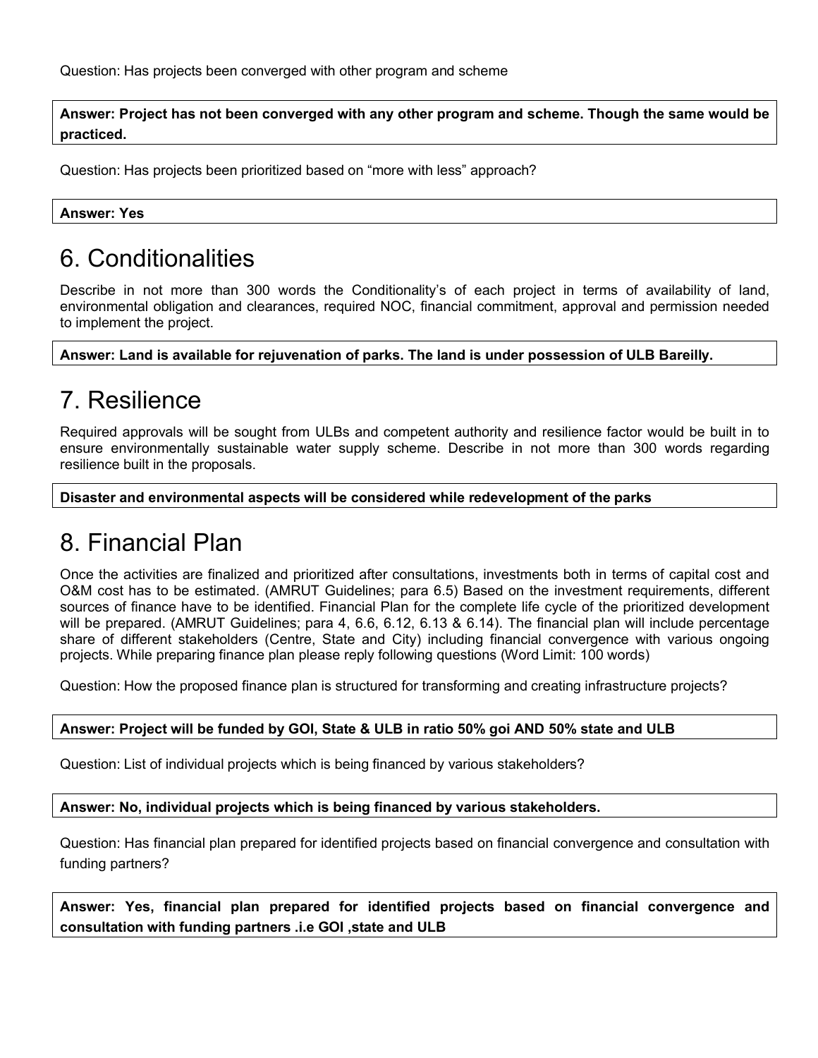Question: Has projects been converged with other program and scheme

**Answer: Project has not been converged with any other program and scheme. Though the same would be practiced.**

Question: Has projects been prioritized based on “more with less” approach?

**Answer: Yes**

# 6. Conditionalities

Describe in not more than 300 words the Conditionality’s of each project in terms of availability of land, environmental obligation and clearances, required NOC, financial commitment, approval and permission needed to implement the project.

**Answer: Land is available for rejuvenation of parks. The land is under possession of ULB Bareilly.**

# 7. Resilience

Required approvals will be sought from ULBs and competent authority and resilience factor would be built in to ensure environmentally sustainable water supply scheme. Describe in not more than 300 words regarding resilience built in the proposals.

**Disaster and environmental aspects will be considered while redevelopment of the parks**

# 8. Financial Plan

Once the activities are finalized and prioritized after consultations, investments both in terms of capital cost and O&M cost has to be estimated. (AMRUT Guidelines; para 6.5) Based on the investment requirements, different sources of finance have to be identified. Financial Plan for the complete life cycle of the prioritized development will be prepared. (AMRUT Guidelines; para 4, 6.6, 6.12, 6.13 & 6.14). The financial plan will include percentage share of different stakeholders (Centre, State and City) including financial convergence with various ongoing projects. While preparing finance plan please reply following questions (Word Limit: 100 words)

Question: How the proposed finance plan is structured for transforming and creating infrastructure projects?

**Answer: Project will be funded by GOI, State & ULB in ratio 50% goi AND 50% state and ULB**

Question: List of individual projects which is being financed by various stakeholders?

**Answer: No, individual projects which is being financed by various stakeholders.**

Question: Has financial plan prepared for identified projects based on financial convergence and consultation with funding partners?

**Answer: Yes, financial plan prepared for identified projects based on financial convergence and consultation with funding partners .i.e GOI ,state and ULB**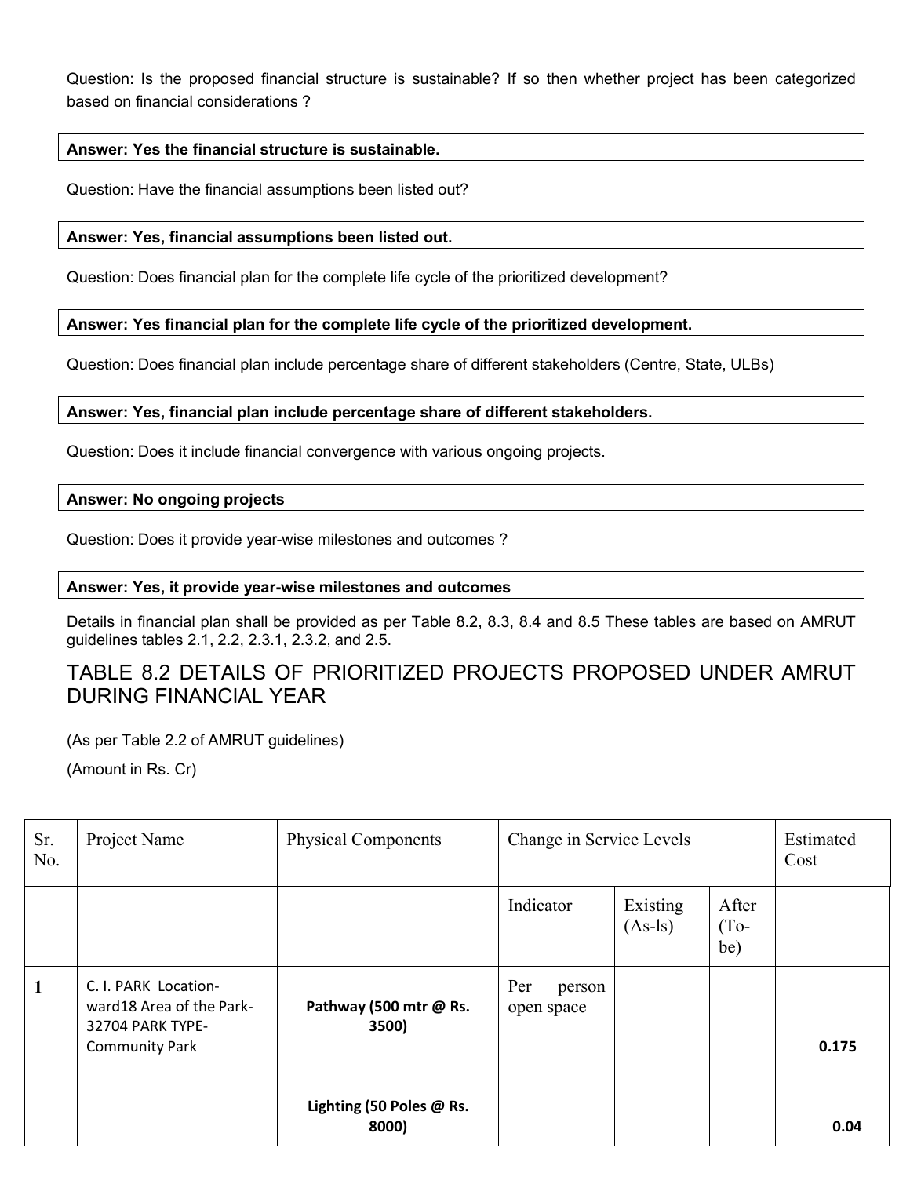Question: Is the proposed financial structure is sustainable? If so then whether project has been categorized based on financial considerations ?

**Answer: Yes the financial structure is sustainable.**

Question: Have the financial assumptions been listed out?

**Answer: Yes, financial assumptions been listed out.**

Question: Does financial plan for the complete life cycle of the prioritized development?

**Answer: Yes financial plan for the complete life cycle of the prioritized development.**

Question: Does financial plan include percentage share of different stakeholders (Centre, State, ULBs)

**Answer: Yes, financial plan include percentage share of different stakeholders.**

Question: Does it include financial convergence with various ongoing projects.

**Answer: No ongoing projects**

Question: Does it provide year-wise milestones and outcomes ?

**Answer: Yes, it provide year-wise milestones and outcomes**

Details in financial plan shall be provided as per Table 8.2, 8.3, 8.4 and 8.5 These tables are based on AMRUT guidelines tables 2.1, 2.2, 2.3.1, 2.3.2, and 2.5.

## TABLE 8.2 DETAILS OF PRIORITIZED PROJECTS PROPOSED UNDER AMRUT DURING FINANCIAL YEAR

(As per Table 2.2 of AMRUT guidelines)

(Amount in Rs. Cr)

| Sr. No. | Project Name | Physical Components | Change in Service Levels | | | Estimated Cost |
|---|---|---|---|---|---|---|
| | | | Indicator | Existing (As-Is) | After (To-be) | |
| **1** | C. I. PARK Location-ward18 Area of the Park-32704 PARK TYPE-Community Park | **Pathway (500 mtr @ Rs. 3500)** | Per person open space | | | **0.175** |
| | | **Lighting (50 Poles @ Rs. 8000)** | | | | **0.04** |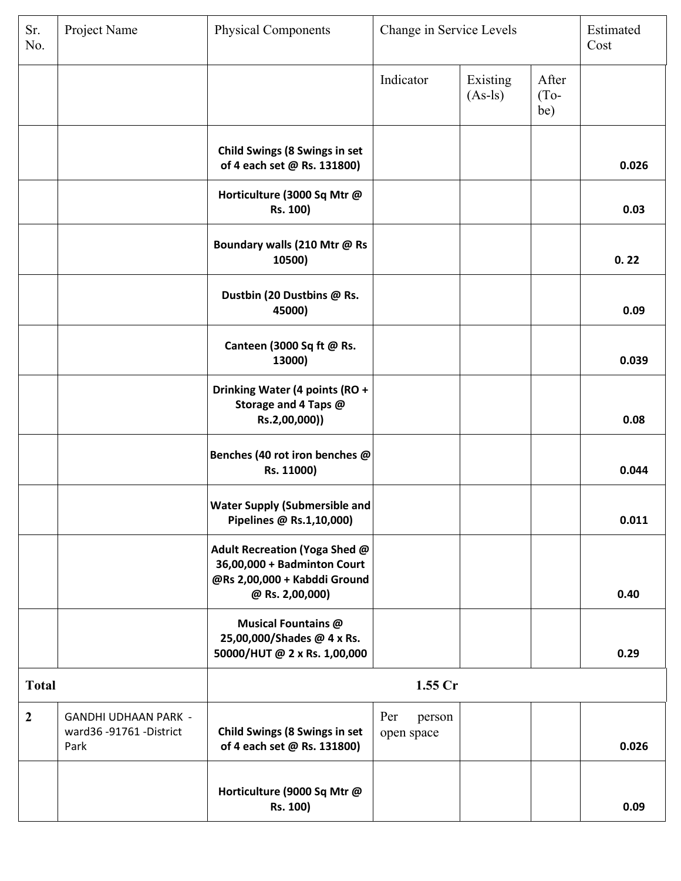| Sr. No. | Project Name | Physical Components | Change in Service Levels | | | Estimated Cost |
|---|---|---|---|---|---|---|
| | | | Indicator | Existing (As-ls) | After (To-be) | |
| | | **Child Swings (8 Swings in set of 4 each set @ Rs. 131800)** | | | | **0.026** |
| | | **Horticulture (3000 Sq Mtr @ Rs. 100)** | | | | **0.03** |
| | | **Boundary walls (210 Mtr @ Rs 10500)** | | | | **0. 22** |
| | | **Dustbin (20 Dustbins @ Rs. 45000)** | | | | **0.09** |
| | | **Canteen (3000 Sq ft @ Rs. 13000)** | | | | **0.039** |
| | | **Drinking Water (4 points (RO + Storage and 4 Taps @ Rs.2,00,000))** | | | | **0.08** |
| | | **Benches (40 rot iron benches @ Rs. 11000)** | | | | **0.044** |
| | | **Water Supply (Submersible and Pipelines @ Rs.1,10,000)** | | | | **0.011** |
| | | **Adult Recreation (Yoga Shed @ 36,00,000 + Badminton Court @Rs 2,00,000 + Kabddi Ground @ Rs. 2,00,000)** | | | | **0.40** |
| | | **Musical Fountains @ 25,00,000/Shades @ 4 x Rs. 50000/HUT @ 2 x Rs. 1,00,000** | | | | **0.29** |
| **Total** | | **1.55 Cr** | | | | |
| **2** | GANDHI UDHAAN PARK - ward36 -91761 -District Park | **Child Swings (8 Swings in set of 4 each set @ Rs. 131800)** | Per person open space | | | **0.026** |
| | | **Horticulture (9000 Sq Mtr @ Rs. 100)** | | | | **0.09** |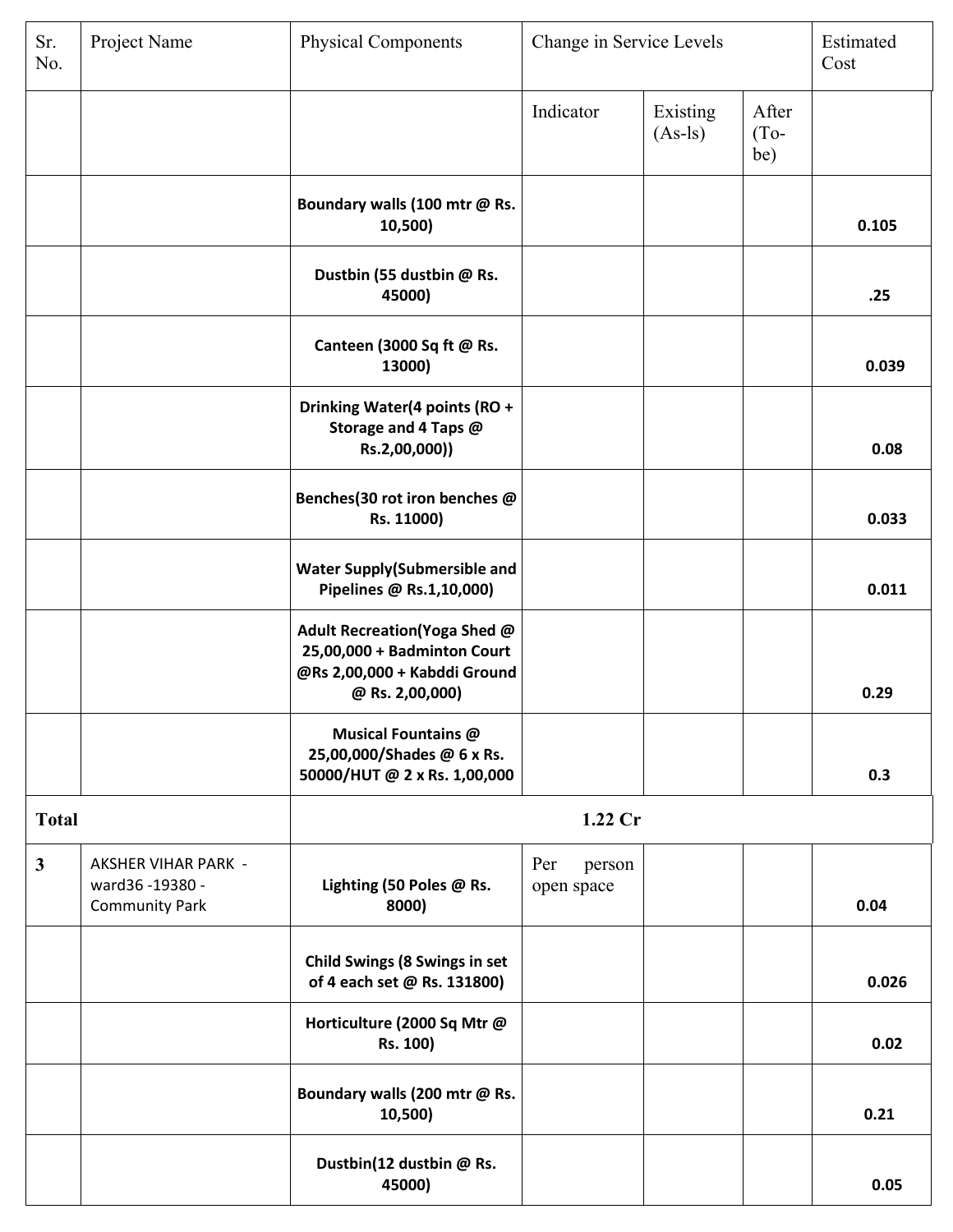| Sr. No. | Project Name | Physical Components | Change in Service Levels | | | Estimated Cost |
|---|---|---|---|---|---|---|
| | | | Indicator | Existing (As-ls) | After (To-be) | |
| | | **Boundary walls (100 mtr @ Rs. 10,500)** | | | | **0.105** |
| | | **Dustbin (55 dustbin @ Rs. 45000)** | | | | **.25** |
| | | **Canteen (3000 Sq ft @ Rs. 13000)** | | | | **0.039** |
| | | **Drinking Water(4 points (RO + Storage and 4 Taps @ Rs.2,00,000))** | | | | **0.08** |
| | | **Benches(30 rot iron benches @ Rs. 11000)** | | | | **0.033** |
| | | **Water Supply(Submersible and Pipelines @ Rs.1,10,000)** | | | | **0.011** |
| | | **Adult Recreation(Yoga Shed @ 25,00,000 + Badminton Court @Rs 2,00,000 + Kabddi Ground @ Rs. 2,00,000)** | | | | **0.29** |
| | | **Musical Fountains @ 25,00,000/Shades @ 6 x Rs. 50000/HUT @ 2 x Rs. 1,00,000** | | | | **0.3** |
| **Total** | | **1.22 Cr** | | | | |
| **3** | AKSHER VIHAR PARK - ward36 -19380 - Community Park | **Lighting (50 Poles @ Rs. 8000)** | Per person open space | | | **0.04** |
| | | **Child Swings (8 Swings in set of 4 each set @ Rs. 131800)** | | | | **0.026** |
| | | **Horticulture (2000 Sq Mtr @ Rs. 100)** | | | | **0.02** |
| | | **Boundary walls (200 mtr @ Rs. 10,500)** | | | | **0.21** |
| | | **Dustbin(12 dustbin @ Rs. 45000)** | | | | **0.05** |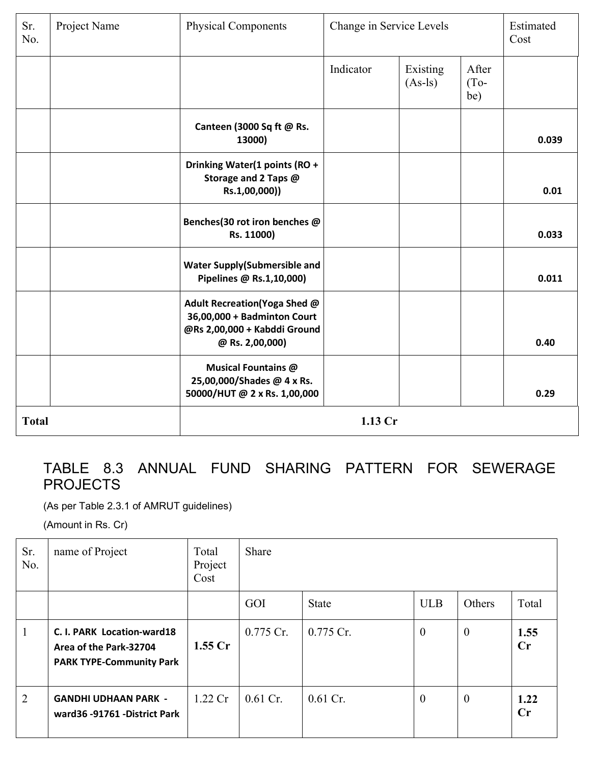| Sr. No. | Project Name | Physical Components | Change in Service Levels | | | Estimated Cost |
|---|---|---|---|---|---|---|
| | | | Indicator | Existing (As-ls) | After (To-be) | |
| | | **Canteen (3000 Sq ft @ Rs. 13000)** | | | | **0.039** |
| | | **Drinking Water(1 points (RO + Storage and 2 Taps @ Rs.1,00,000))** | | | | **0.01** |
| | | **Benches(30 rot iron benches @ Rs. 11000)** | | | | **0.033** |
| | | **Water Supply(Submersible and Pipelines @ Rs.1,10,000)** | | | | **0.011** |
| | | **Adult Recreation(Yoga Shed @ 36,00,000 + Badminton Court @Rs 2,00,000 + Kabddi Ground @ Rs. 2,00,000)** | | | | **0.40** |
| | | **Musical Fountains @ 25,00,000/Shades @ 4 x Rs. 50000/HUT @ 2 x Rs. 1,00,000** | | | | **0.29** |
| **Total** | | **1.13 Cr** | | | | |

## TABLE 8.3 ANNUAL FUND SHARING PATTERN FOR SEWERAGE PROJECTS

(As per Table 2.3.1 of AMRUT guidelines)

(Amount in Rs. Cr)

| Sr. No. | name of Project | Total Project Cost | Share | | | | |
|---|---|---|---|---|---|---|---|
| | | | GOI | State | ULB | Others | Total |
| 1 | **C. I. PARK Location-ward18 Area of the Park-32704 PARK TYPE-Community Park** | **1.55 Cr** | 0.775 Cr. | 0.775 Cr. | 0 | 0 | **1.55 Cr** |
| 2 | **GANDHI UDHAAN PARK - ward36 -91761 -District Park** | 1.22 Cr | 0.61 Cr. | 0.61 Cr. | 0 | 0 | **1.22 Cr** |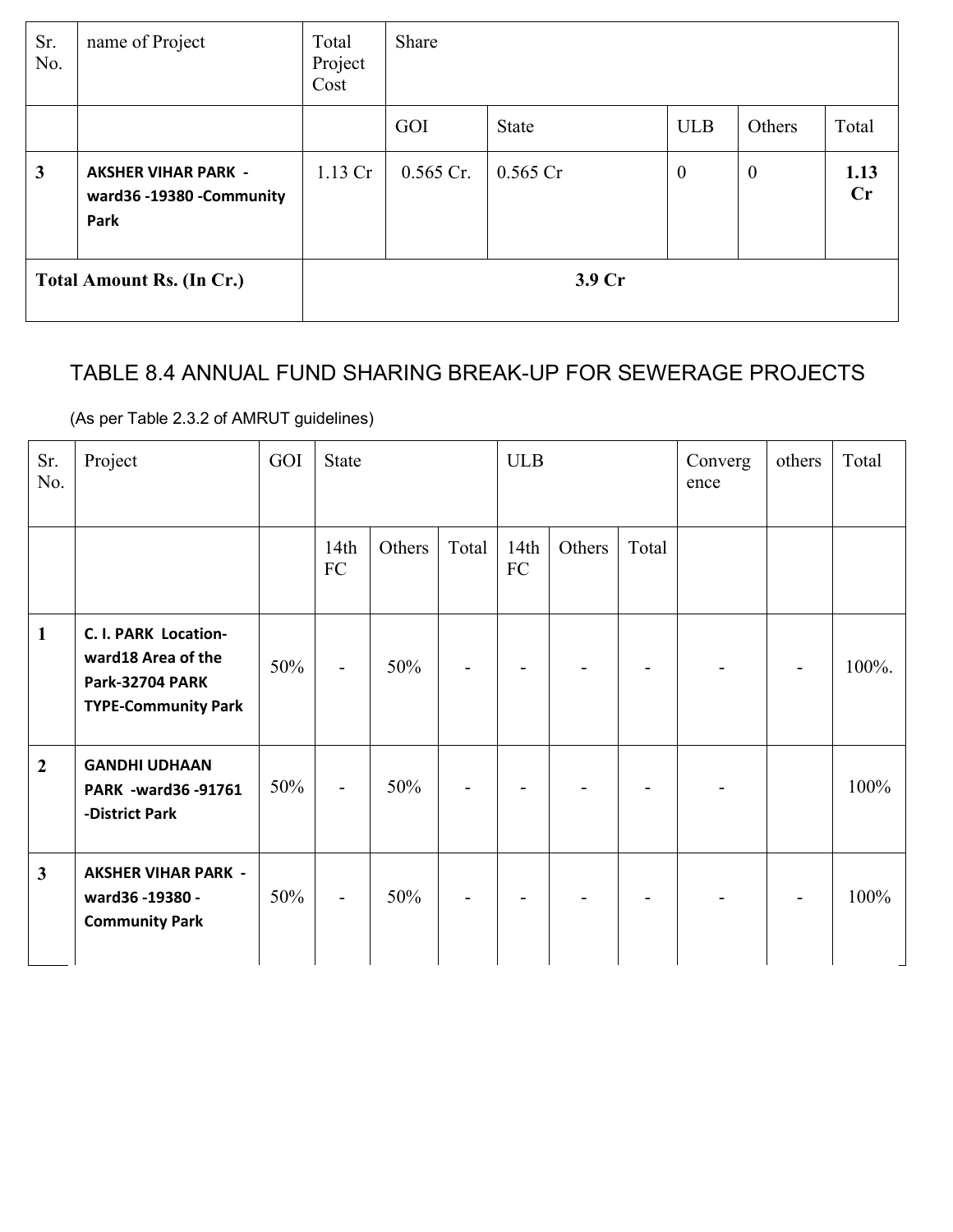| Sr. No. | name of Project | Total Project Cost | Share | | | | |
|---|---|---|---|---|---|---|---|
| | | | GOI | State | ULB | Others | Total |
| **3** | **AKSHER VIHAR PARK - ward36 -19380 -Community Park** | 1.13 Cr | 0.565 Cr. | 0.565 Cr | 0 | 0 | **1.13 Cr** |
| **Total Amount Rs. (In Cr.)** | | **3.9 Cr** | | | | | |

## TABLE 8.4 ANNUAL FUND SHARING BREAK-UP FOR SEWERAGE PROJECTS

(As per Table 2.3.2 of AMRUT guidelines)

| Sr. No. | Project | GOI | State | | | ULB | | | Convergence | others | Total |
|---|---|---|---|---|---|---|---|---|---|---|---|
| | | | 14th FC | Others | Total | 14th FC | Others | Total | | | |
| **1** | **C. I. PARK Location-ward18 Area of the Park-32704 PARK TYPE-Community Park** | 50% | - | 50% | - | - | - | - | - | - | 100%. |
| **2** | **GANDHI UDHAAN PARK -ward36 -91761 -District Park** | 50% | - | 50% | - | - | - | - | - | | 100% |
| **3** | **AKSHER VIHAR PARK - ward36 -19380 - Community Park** | 50% | - | 50% | - | - | - | - | - | - | 100% |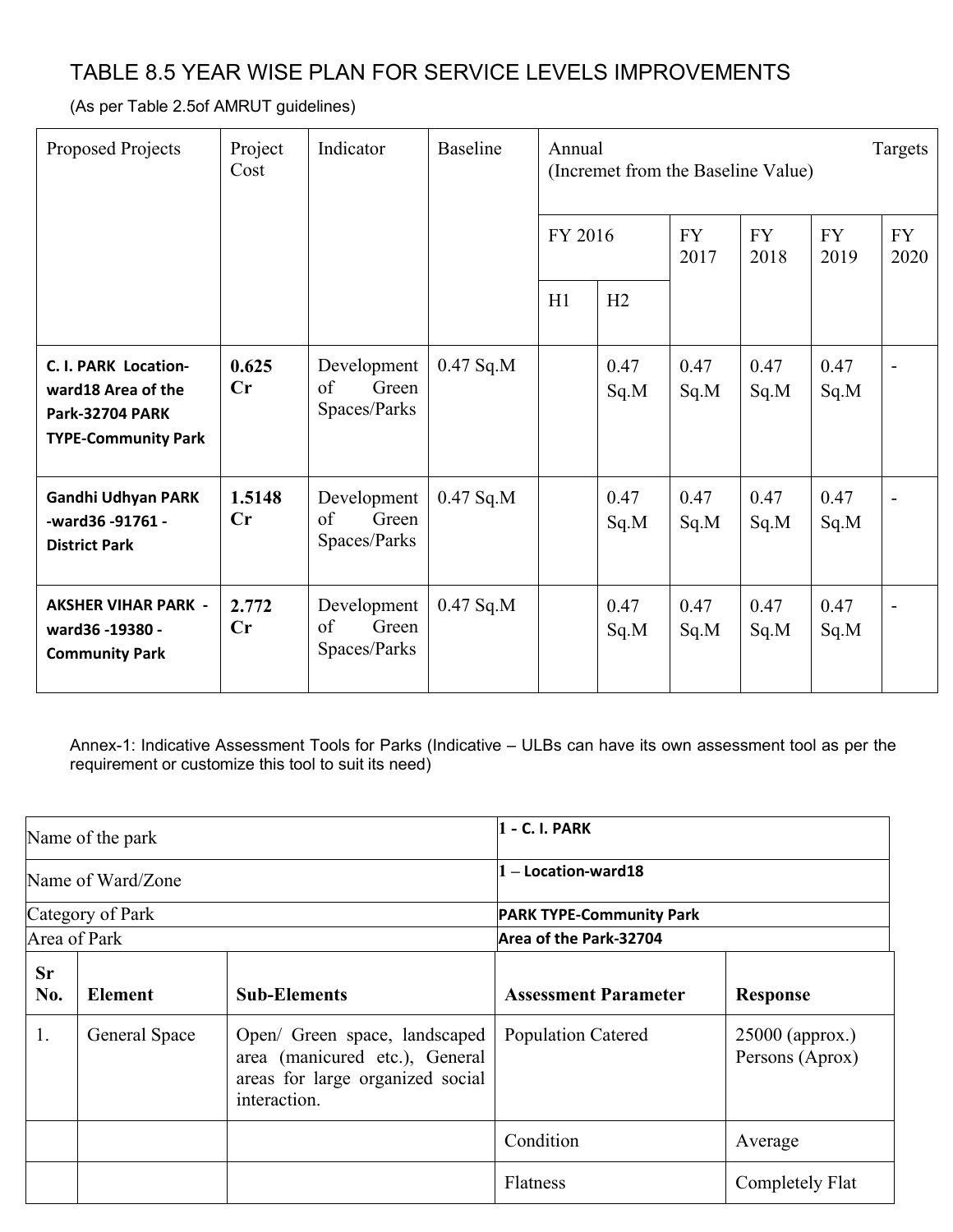## TABLE 8.5 YEAR WISE PLAN FOR SERVICE LEVELS IMPROVEMENTS

(As per Table 2.5of AMRUT guidelines)

| Proposed Projects | Project Cost | Indicator | Baseline | Annual (Incremet from the Baseline Value) Targets | | | | | |
|---|---|---|---|---|---|---|---|---|---|
| | | | | FY 2016 | | FY 2017 | FY 2018 | FY 2019 | FY 2020 |
| | | | | H1 | H2 | | | | |
| **C. I. PARK Location-ward18 Area of the Park-32704 PARK TYPE-Community Park** | **0.625 Cr** | Development of Green Spaces/Parks | 0.47 Sq.M | | 0.47 Sq.M | 0.47 Sq.M | 0.47 Sq.M | 0.47 Sq.M | - |
| **Gandhi Udhyan PARK -ward36 -91761 -District Park** | **1.5148 Cr** | Development of Green Spaces/Parks | 0.47 Sq.M | | 0.47 Sq.M | 0.47 Sq.M | 0.47 Sq.M | 0.47 Sq.M | - |
| **AKSHER VIHAR PARK -ward36 -19380 -Community Park** | **2.772 Cr** | Development of Green Spaces/Parks | 0.47 Sq.M | | 0.47 Sq.M | 0.47 Sq.M | 0.47 Sq.M | 0.47 Sq.M | - |

Annex-1: Indicative Assessment Tools for Parks (Indicative – ULBs can have its own assessment tool as per the requirement or customize this tool to suit its need)

| Name of the park | | | **1 - C. I. PARK** | |
|---|---|---|---|---|
| Name of Ward/Zone | | | **1 – Location-ward18** | |
| Category of Park | | | **PARK TYPE-Community Park** | |
| Area of Park | | | **Area of the Park-32704** | |
| **Sr No.** | **Element** | **Sub-Elements** | **Assessment Parameter** | **Response** |
| 1. | General Space | Open/ Green space, landscaped area (manicured etc.), General areas for large organized social interaction. | Population Catered | 25000 (approx.) Persons (Aprox) |
| | | | Condition | Average |
| | | | Flatness | Completely Flat |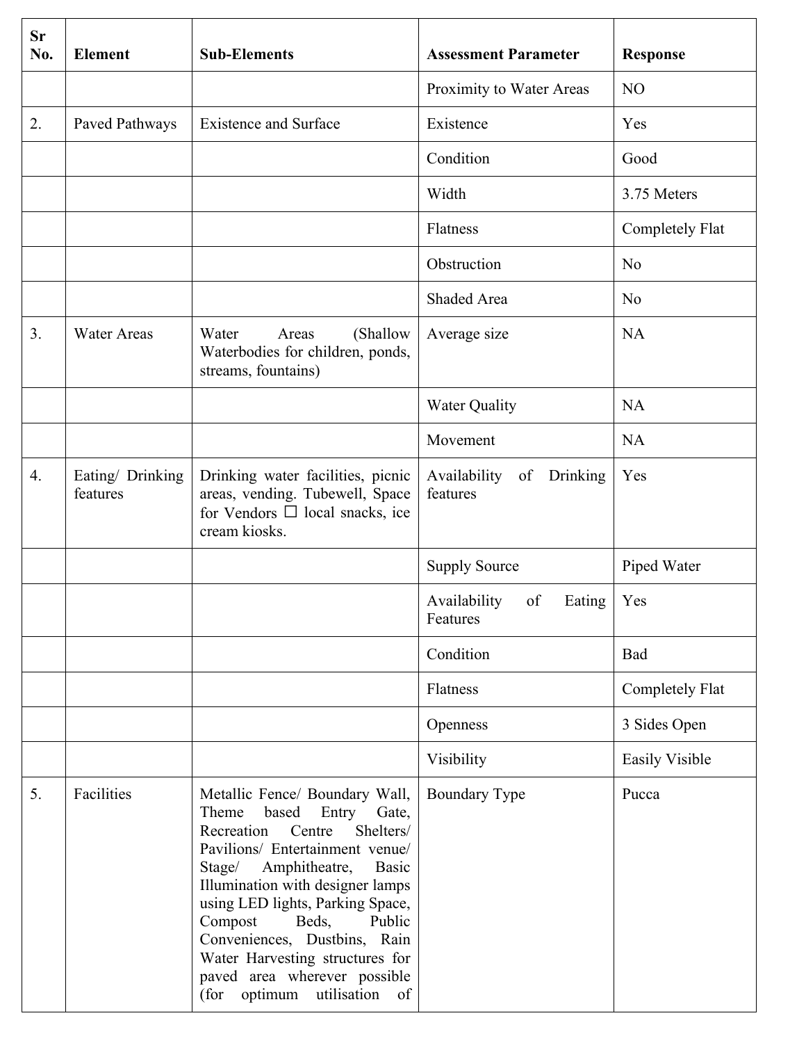| Sr No. | Element | Sub-Elements | Assessment Parameter | Response |
|---|---|---|---|---|
| | | | Proximity to Water Areas | NO |
| 2. | Paved Pathways | Existence and Surface | Existence | Yes |
| | | | Condition | Good |
| | | | Width | 3.75 Meters |
| | | | Flatness | Completely Flat |
| | | | Obstruction | No |
| | | | Shaded Area | No |
| 3. | Water Areas | Water Areas (Shallow Waterbodies for children, ponds, streams, fountains) | Average size | NA |
| | | | Water Quality | NA |
| | | | Movement | NA |
| 4. | Eating/ Drinking features | Drinking water facilities, picnic areas, vending. Tubewell, Space for Vendors ☐ local snacks, ice cream kiosks. | Availability of Drinking features | Yes |
| | | | Supply Source | Piped Water |
| | | | Availability of Eating Features | Yes |
| | | | Condition | Bad |
| | | | Flatness | Completely Flat |
| | | | Openness | 3 Sides Open |
| | | | Visibility | Easily Visible |
| 5. | Facilities | Metallic Fence/ Boundary Wall, Theme based Entry Gate, Recreation Centre Shelters/ Pavilions/ Entertainment venue/ Stage/ Amphitheatre, Basic Illumination with designer lamps using LED lights, Parking Space, Compost Beds, Public Conveniences, Dustbins, Rain Water Harvesting structures for paved area wherever possible (for optimum utilisation of | Boundary Type | Pucca |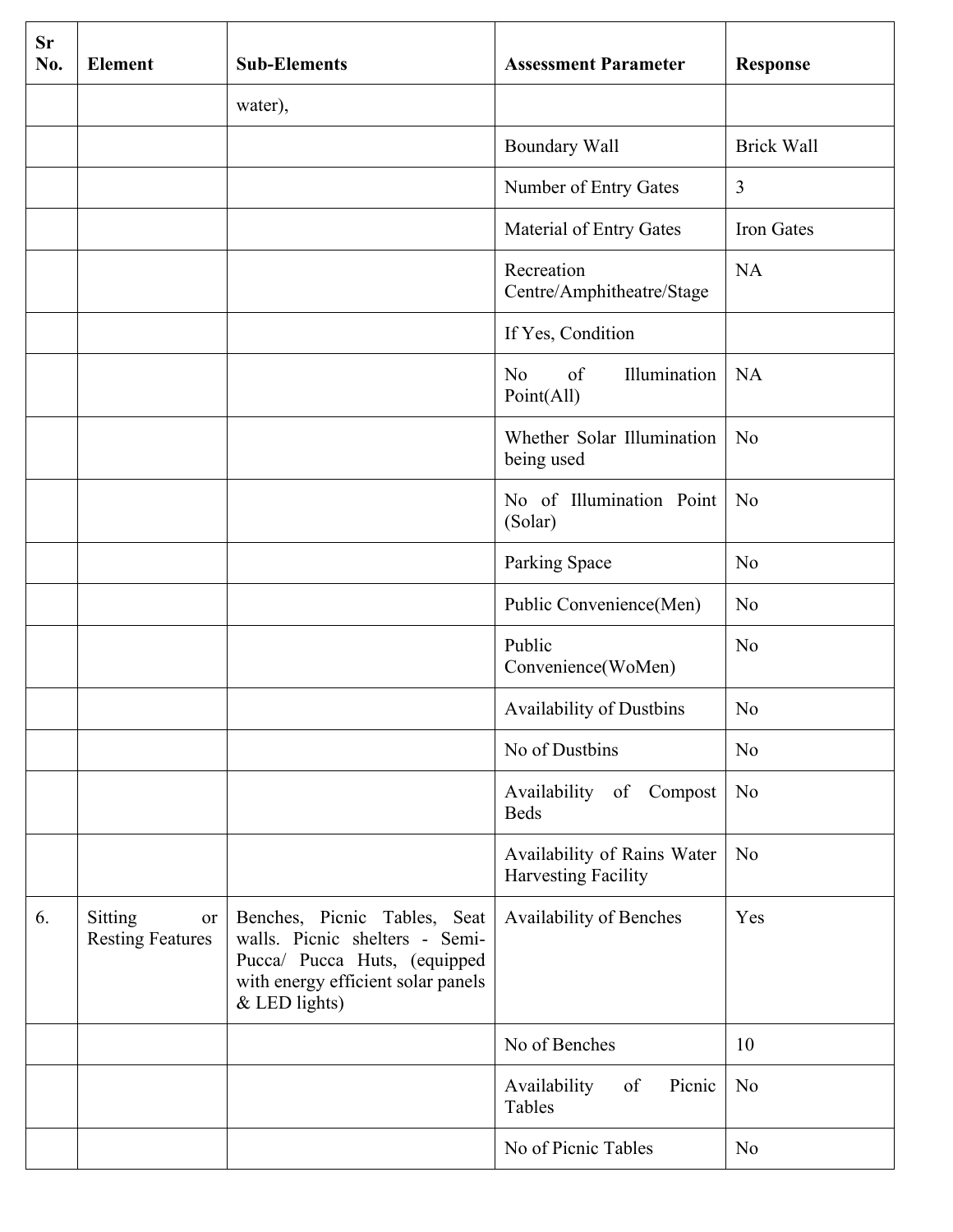| Sr No. | Element | Sub-Elements | Assessment Parameter | Response |
|---|---|---|---|---|
| | | water), | | |
| | | | Boundary Wall | Brick Wall |
| | | | Number of Entry Gates | 3 |
| | | | Material of Entry Gates | Iron Gates |
| | | | Recreation Centre/Amphitheatre/Stage | NA |
| | | | If Yes, Condition | |
| | | | No of Illumination Point(All) | NA |
| | | | Whether Solar Illumination being used | No |
| | | | No of Illumination Point (Solar) | No |
| | | | Parking Space | No |
| | | | Public Convenience(Men) | No |
| | | | Public Convenience(WoMen) | No |
| | | | Availability of Dustbins | No |
| | | | No of Dustbins | No |
| | | | Availability of Compost Beds | No |
| | | | Availability of Rains Water Harvesting Facility | No |
| 6. | Sitting or Resting Features | Benches, Picnic Tables, Seat walls. Picnic shelters - Semi-Pucca/ Pucca Huts, (equipped with energy efficient solar panels & LED lights) | Availability of Benches | Yes |
| | | | No of Benches | 10 |
| | | | Availability of Picnic Tables | No |
| | | | No of Picnic Tables | No |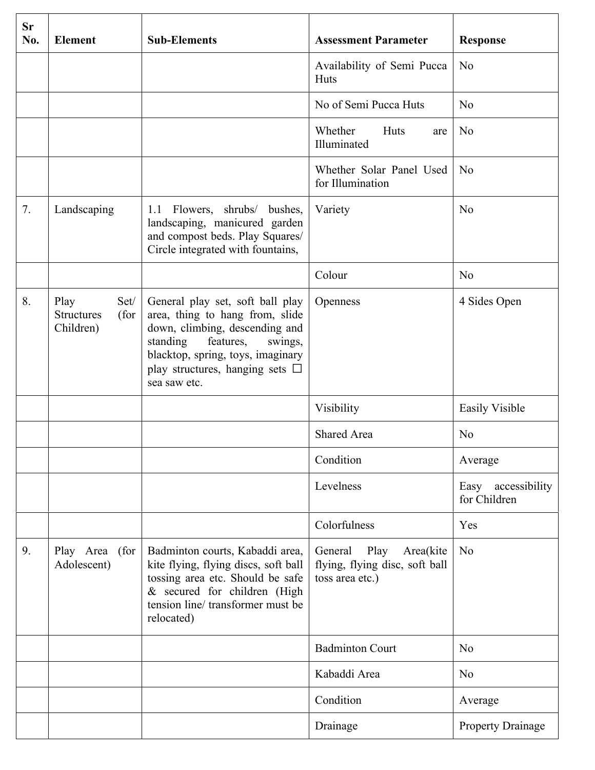| Sr No. | Element | Sub-Elements | Assessment Parameter | Response |
|---|---|---|---|---|
| | | | Availability of Semi Pucca Huts | No |
| | | | No of Semi Pucca Huts | No |
| | | | Whether Huts are Illuminated | No |
| | | | Whether Solar Panel Used for Illumination | No |
| 7. | Landscaping | 1.1 Flowers, shrubs/ bushes, landscaping, manicured garden and compost beds. Play Squares/ Circle integrated with fountains, | Variety | No |
| | | | Colour | No |
| 8. | Play Set/ Structures (for Children) | General play set, soft ball play area, thing to hang from, slide down, climbing, descending and standing features, swings, blacktop, spring, toys, imaginary play structures, hanging sets ☐ sea saw etc. | Openness | 4 Sides Open |
| | | | Visibility | Easily Visible |
| | | | Shared Area | No |
| | | | Condition | Average |
| | | | Levelness | Easy accessibility for Children |
| | | | Colorfulness | Yes |
| 9. | Play Area (for Adolescent) | Badminton courts, Kabaddi area, kite flying, flying discs, soft ball tossing area etc. Should be safe & secured for children (High tension line/ transformer must be relocated) | General Play Area(kite flying, flying disc, soft ball toss area etc.) | No |
| | | | Badminton Court | No |
| | | | Kabaddi Area | No |
| | | | Condition | Average |
| | | | Drainage | Property Drainage |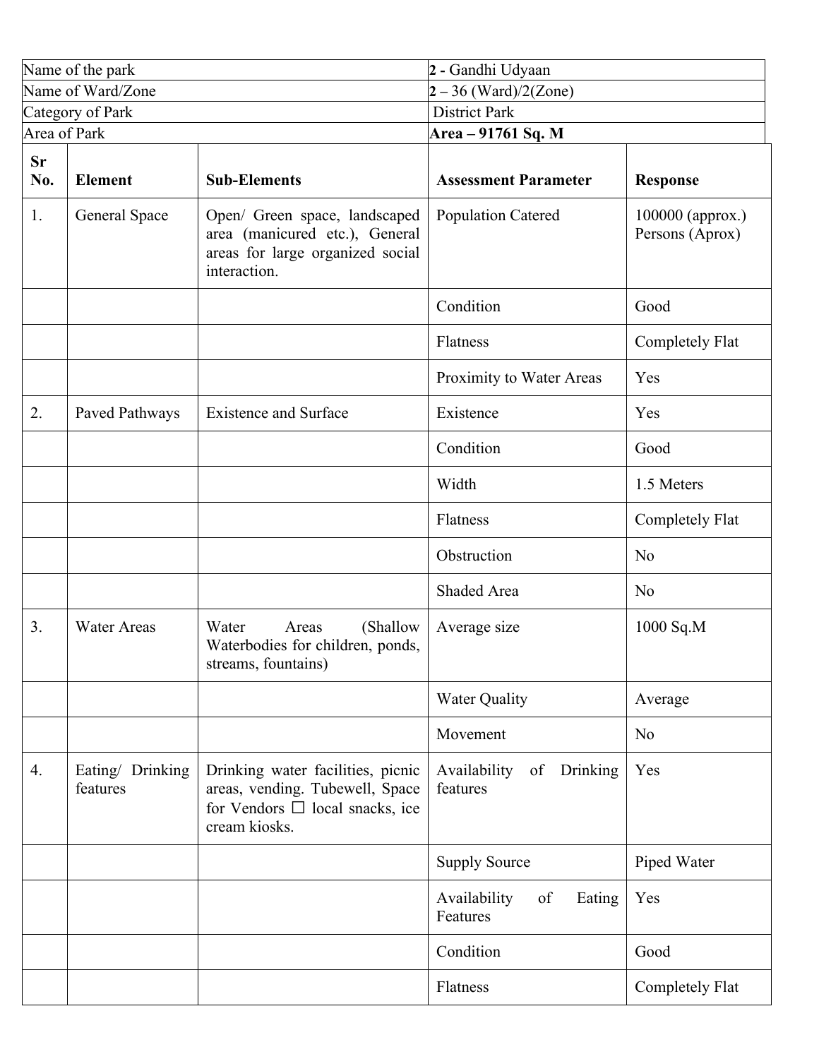| Name of the park | **2 -** Gandhi Udyaan |
|---|---|
| Name of Ward/Zone | **2** – 36 (Ward)/2(Zone) |
| Category of Park | District Park |
| Area of Park | **Area – 91761 Sq. M** |

| Sr No. | Element | Sub-Elements | Assessment Parameter | Response |
|---|---|---|---|---|
| 1. | General Space | Open/ Green space, landscaped area (manicured etc.), General areas for large organized social interaction. | Population Catered | 100000 (approx.) Persons (Aprox) |
| | | | Condition | Good |
| | | | Flatness | Completely Flat |
| | | | Proximity to Water Areas | Yes |
| 2. | Paved Pathways | Existence and Surface | Existence | Yes |
| | | | Condition | Good |
| | | | Width | 1.5 Meters |
| | | | Flatness | Completely Flat |
| | | | Obstruction | No |
| | | | Shaded Area | No |
| 3. | Water Areas | Water Areas (Shallow Waterbodies for children, ponds, streams, fountains) | Average size | 1000 Sq.M |
| | | | Water Quality | Average |
| | | | Movement | No |
| 4. | Eating/ Drinking features | Drinking water facilities, picnic areas, vending. Tubewell, Space for Vendors ☐ local snacks, ice cream kiosks. | Availability of Drinking features | Yes |
| | | | Supply Source | Piped Water |
| | | | Availability of Eating Features | Yes |
| | | | Condition | Good |
| | | | Flatness | Completely Flat |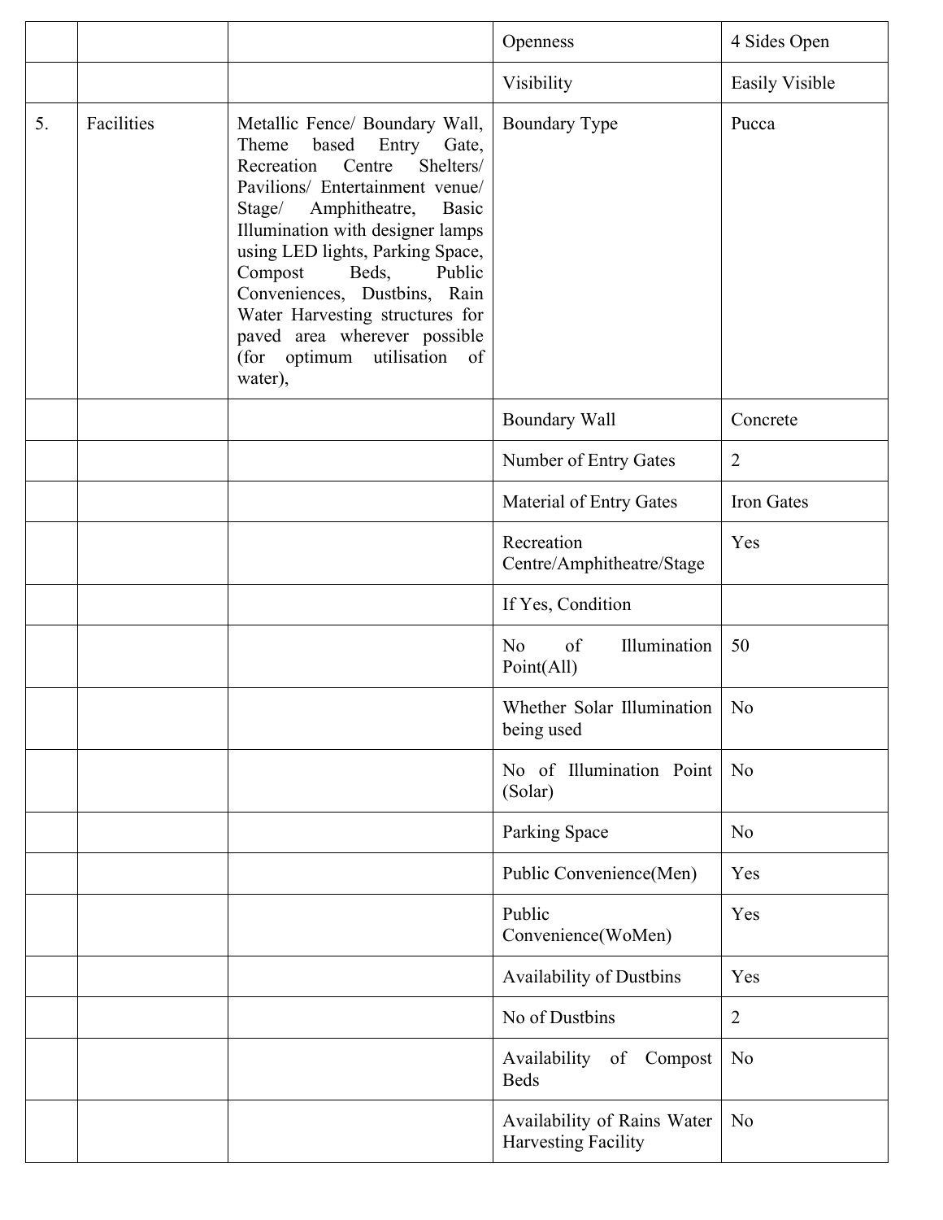|  |  |  | Openness | 4 Sides Open |
|---|---|---|---|---|
|  |  |  | Visibility | Easily Visible |
| 5. | Facilities | Metallic Fence/ Boundary Wall, Theme based Entry Gate, Recreation Centre Shelters/ Pavilions/ Entertainment venue/ Stage/ Amphitheatre, Basic Illumination with designer lamps using LED lights, Parking Space, Compost Beds, Public Conveniences, Dustbins, Rain Water Harvesting structures for paved area wherever possible (for optimum utilisation of water), | Boundary Type | Pucca |
|  |  |  | Boundary Wall | Concrete |
|  |  |  | Number of Entry Gates | 2 |
|  |  |  | Material of Entry Gates | Iron Gates |
|  |  |  | Recreation Centre/Amphitheatre/Stage | Yes |
|  |  |  | If Yes, Condition |  |
|  |  |  | No of Illumination Point(All) | 50 |
|  |  |  | Whether Solar Illumination being used | No |
|  |  |  | No of Illumination Point (Solar) | No |
|  |  |  | Parking Space | No |
|  |  |  | Public Convenience(Men) | Yes |
|  |  |  | Public Convenience(WoMen) | Yes |
|  |  |  | Availability of Dustbins | Yes |
|  |  |  | No of Dustbins | 2 |
|  |  |  | Availability of Compost Beds | No |
|  |  |  | Availability of Rains Water Harvesting Facility | No |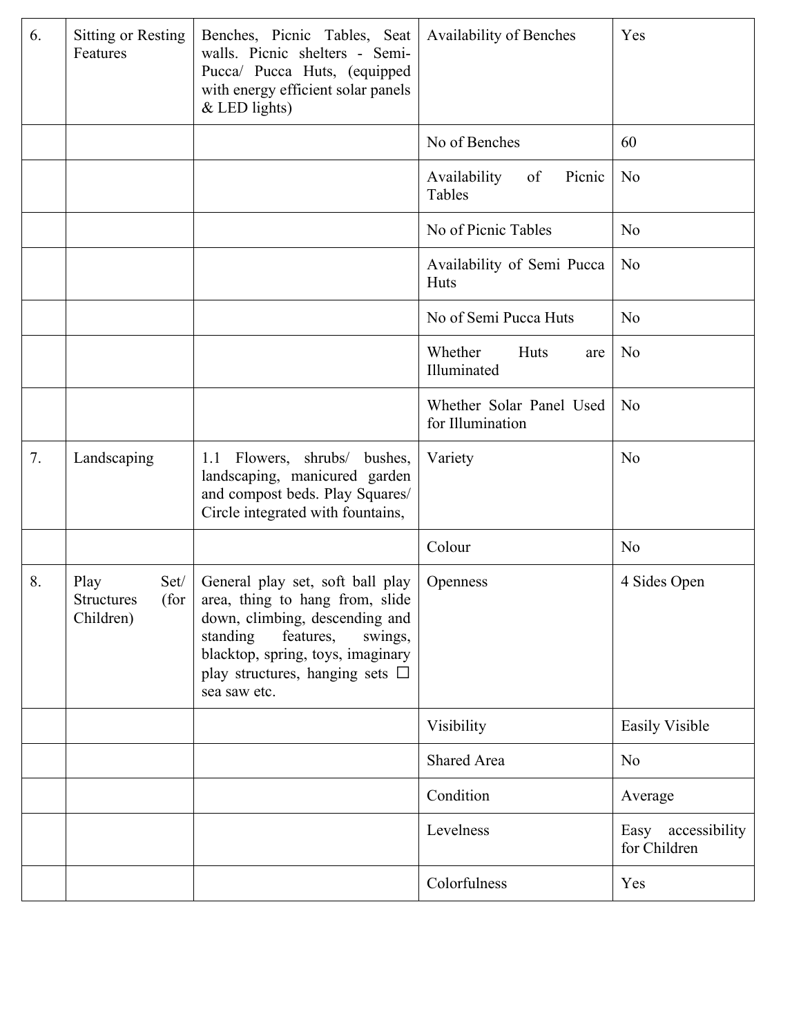| 6. | Sitting or Resting Features | Benches, Picnic Tables, Seat walls. Picnic shelters - Semi-Pucca/ Pucca Huts, (equipped with energy efficient solar panels & LED lights) | Availability of Benches | Yes |
|---|---|---|---|---|
| | | | No of Benches | 60 |
| | | | Availability of Picnic Tables | No |
| | | | No of Picnic Tables | No |
| | | | Availability of Semi Pucca Huts | No |
| | | | No of Semi Pucca Huts | No |
| | | | Whether Huts are Illuminated | No |
| | | | Whether Solar Panel Used for Illumination | No |
| 7. | Landscaping | 1.1 Flowers, shrubs/ bushes, landscaping, manicured garden and compost beds. Play Squares/ Circle integrated with fountains, | Variety | No |
| | | | Colour | No |
| 8. | Play Set/ Structures (for Children) | General play set, soft ball play area, thing to hang from, slide down, climbing, descending and standing features, swings, blacktop, spring, toys, imaginary play structures, hanging sets ☐ sea saw etc. | Openness | 4 Sides Open |
| | | | Visibility | Easily Visible |
| | | | Shared Area | No |
| | | | Condition | Average |
| | | | Levelness | Easy accessibility for Children |
| | | | Colorfulness | Yes |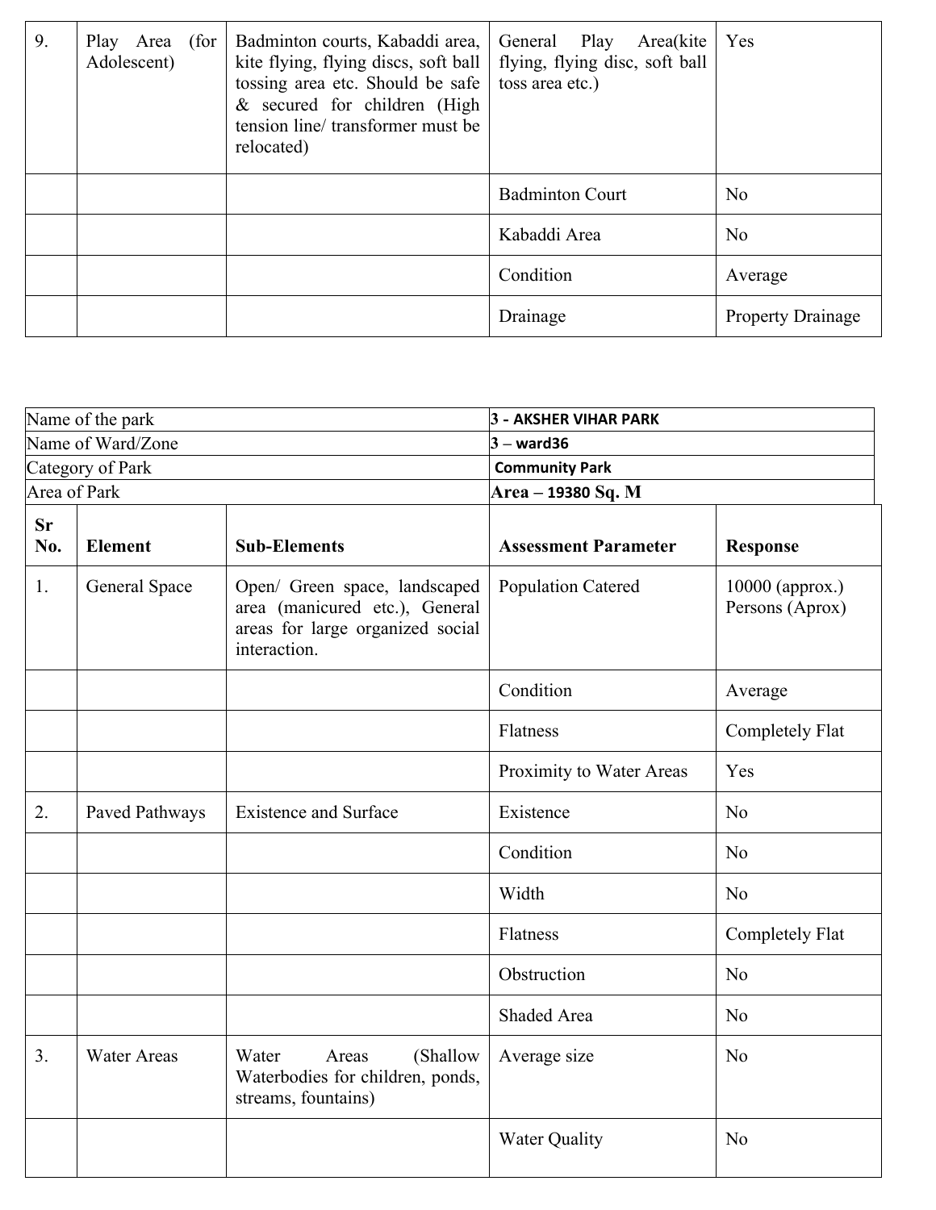| 9. | Play Area (for Adolescent) | Badminton courts, Kabaddi area, kite flying, flying discs, soft ball tossing area etc. Should be safe & secured for children (High tension line/ transformer must be relocated) | General Play Area(kite flying, flying disc, soft ball toss area etc.) | Yes |
|---|---|---|---|---|
| | | | Badminton Court | No |
| | | | Kabaddi Area | No |
| | | | Condition | Average |
| | | | Drainage | Property Drainage |

| Name of the park | 3 - AKSHER VIHAR PARK |
|---|---|
| Name of Ward/Zone | 3 – ward36 |
| Category of Park | Community Park |
| Area of Park | **Area – 19380 Sq. M** |

| Sr No. | Element | Sub-Elements | Assessment Parameter | Response |
|---|---|---|---|---|
| 1. | General Space | Open/ Green space, landscaped area (manicured etc.), General areas for large organized social interaction. | Population Catered | 10000 (approx.) Persons (Aprox) |
| | | | Condition | Average |
| | | | Flatness | Completely Flat |
| | | | Proximity to Water Areas | Yes |
| 2. | Paved Pathways | Existence and Surface | Existence | No |
| | | | Condition | No |
| | | | Width | No |
| | | | Flatness | Completely Flat |
| | | | Obstruction | No |
| | | | Shaded Area | No |
| 3. | Water Areas | Water Areas (Shallow Waterbodies for children, ponds, streams, fountains) | Average size | No |
| | | | Water Quality | No |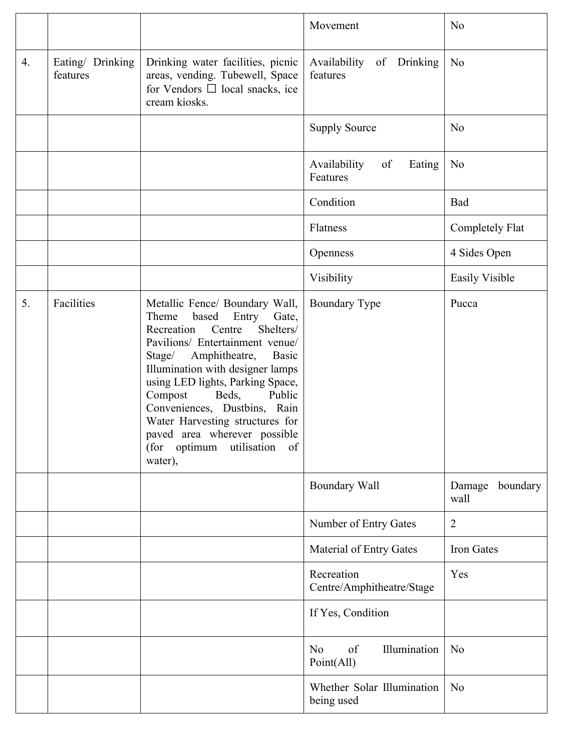| | | | Movement | No |
|---|---|---|---|---|
| 4. | Eating/ Drinking features | Drinking water facilities, picnic areas, vending. Tubewell, Space for Vendors  local snacks, ice cream kiosks. | Availability of Drinking features | No |
| | | | Supply Source | No |
| | | | Availability of Eating Features | No |
| | | | Condition | Bad |
| | | | Flatness | Completely Flat |
| | | | Openness | 4 Sides Open |
| | | | Visibility | Easily Visible |
| 5. | Facilities | Metallic Fence/ Boundary Wall, Theme based Entry Gate, Recreation Centre Shelters/ Pavilions/ Entertainment venue/ Stage/ Amphitheatre, Basic Illumination with designer lamps using LED lights, Parking Space, Compost Beds, Public Conveniences, Dustbins, Rain Water Harvesting structures for paved area wherever possible (for optimum utilisation of water), | Boundary Type | Pucca |
| | | | Boundary Wall | Damage boundary wall |
| | | | Number of Entry Gates | 2 |
| | | | Material of Entry Gates | Iron Gates |
| | | | Recreation Centre/Amphitheatre/Stage | Yes |
| | | | If Yes, Condition | |
| | | | No of Illumination Point(All) | No |
| | | | Whether Solar Illumination being used | No |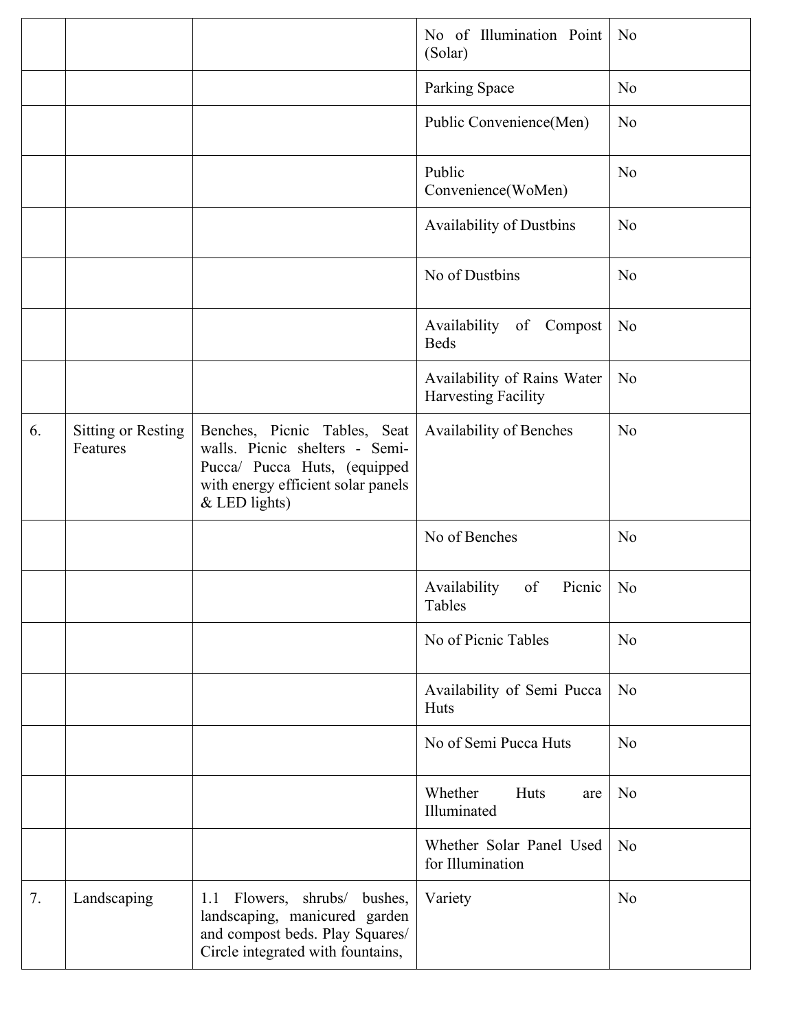| | | | | |
|---|---|---|---|---|
| | | | No of Illumination Point (Solar) | No |
| | | | Parking Space | No |
| | | | Public Convenience(Men) | No |
| | | | Public Convenience(WoMen) | No |
| | | | Availability of Dustbins | No |
| | | | No of Dustbins | No |
| | | | Availability of Compost Beds | No |
| | | | Availability of Rains Water Harvesting Facility | No |
| 6. | Sitting or Resting Features | Benches, Picnic Tables, Seat walls. Picnic shelters - Semi-Pucca/ Pucca Huts, (equipped with energy efficient solar panels & LED lights) | Availability of Benches | No |
| | | | No of Benches | No |
| | | | Availability of Picnic Tables | No |
| | | | No of Picnic Tables | No |
| | | | Availability of Semi Pucca Huts | No |
| | | | No of Semi Pucca Huts | No |
| | | | Whether Huts are Illuminated | No |
| | | | Whether Solar Panel Used for Illumination | No |
| 7. | Landscaping | 1.1 Flowers, shrubs/ bushes, landscaping, manicured garden and compost beds. Play Squares/ Circle integrated with fountains, | Variety | No |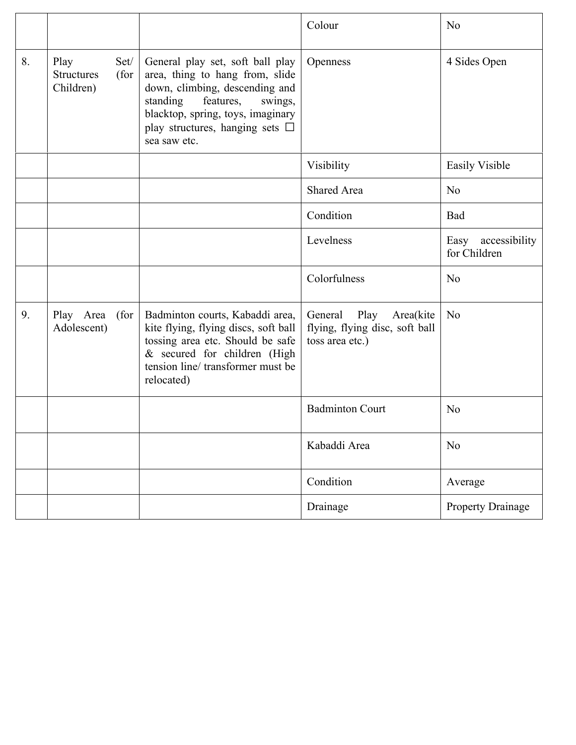| | | | | |
|---|---|---|---|---|
| | | | Colour | No |
| 8. | Play Set/ Structures (for Children) | General play set, soft ball play area, thing to hang from, slide down, climbing, descending and standing features, swings, blacktop, spring, toys, imaginary play structures, hanging sets ☐ sea saw etc. | Openness | 4 Sides Open |
| | | | Visibility | Easily Visible |
| | | | Shared Area | No |
| | | | Condition | Bad |
| | | | Levelness | Easy accessibility for Children |
| | | | Colorfulness | No |
| 9. | Play Area (for Adolescent) | Badminton courts, Kabaddi area, kite flying, flying discs, soft ball tossing area etc. Should be safe & secured for children (High tension line/ transformer must be relocated) | General Play Area(kite flying, flying disc, soft ball toss area etc.) | No |
| | | | Badminton Court | No |
| | | | Kabaddi Area | No |
| | | | Condition | Average |
| | | | Drainage | Property Drainage |